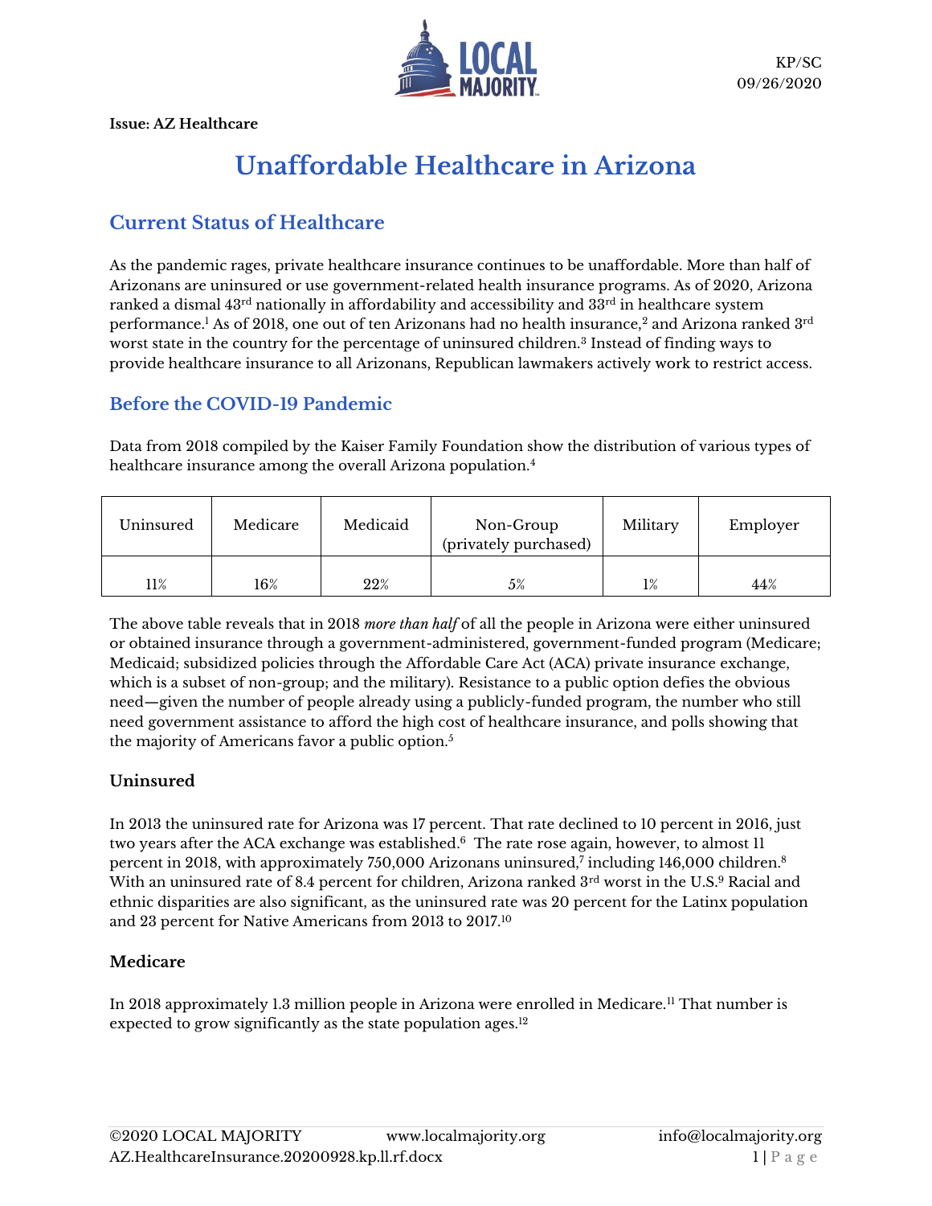KP/SC
09/26/2020

**Issue: AZ Healthcare**

# Unaffordable Healthcare in Arizona

## Current Status of Healthcare

As the pandemic rages, private healthcare insurance continues to be unaffordable. More than half of Arizonans are uninsured or use government-related health insurance programs. As of 2020, Arizona ranked a dismal 43rd nationally in affordability and accessibility and 33rd in healthcare system performance.[1] As of 2018, one out of ten Arizonans had no health insurance,[2] and Arizona ranked 3rd worst state in the country for the percentage of uninsured children.[3] Instead of finding ways to provide healthcare insurance to all Arizonans, Republican lawmakers actively work to restrict access.

## Before the COVID-19 Pandemic

Data from 2018 compiled by the Kaiser Family Foundation show the distribution of various types of healthcare insurance among the overall Arizona population.[4]

| Uninsured | Medicare | Medicaid | Non-Group (privately purchased) | Military | Employer |
|---|---|---|---|---|---|
| 11% | 16% | 22% | 5% | 1% | 44% |

The above table reveals that in 2018 *more than half* of all the people in Arizona were either uninsured or obtained insurance through a government-administered, government-funded program (Medicare; Medicaid; subsidized policies through the Affordable Care Act (ACA) private insurance exchange, which is a subset of non-group; and the military). Resistance to a public option defies the obvious need—given the number of people already using a publicly-funded program, the number who still need government assistance to afford the high cost of healthcare insurance, and polls showing that the majority of Americans favor a public option.[5]

### Uninsured

In 2013 the uninsured rate for Arizona was 17 percent. That rate declined to 10 percent in 2016, just two years after the ACA exchange was established.[6] The rate rose again, however, to almost 11 percent in 2018, with approximately 750,000 Arizonans uninsured,[7] including 146,000 children.[8] With an uninsured rate of 8.4 percent for children, Arizona ranked 3rd worst in the U.S.[9] Racial and ethnic disparities are also significant, as the uninsured rate was 20 percent for the Latinx population and 23 percent for Native Americans from 2013 to 2017.[10]

### Medicare

In 2018 approximately 1.3 million people in Arizona were enrolled in Medicare.[11] That number is expected to grow significantly as the state population ages.[12]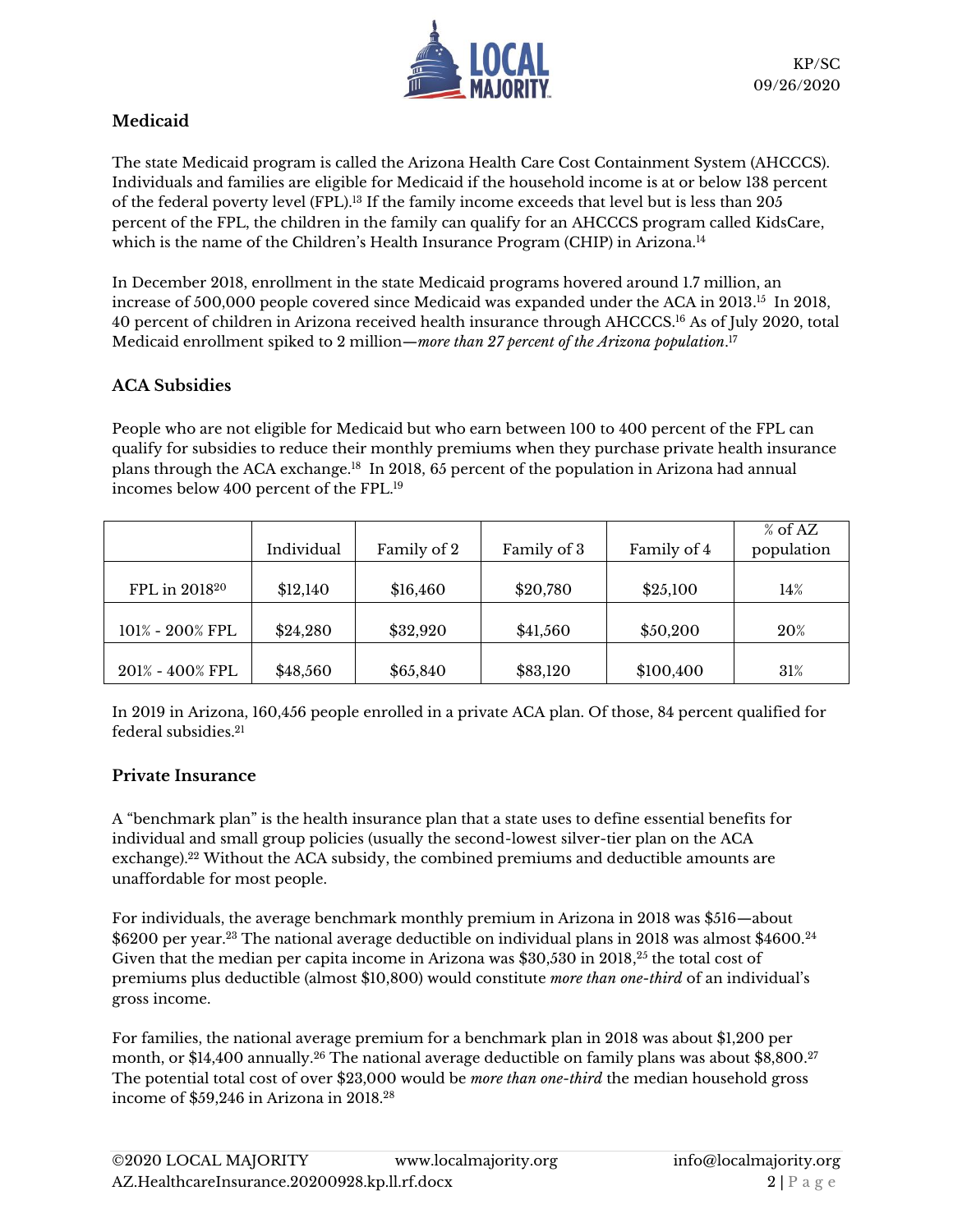## Medicaid

The state Medicaid program is called the Arizona Health Care Cost Containment System (AHCCCS). Individuals and families are eligible for Medicaid if the household income is at or below 138 percent of the federal poverty level (FPL).[13] If the family income exceeds that level but is less than 205 percent of the FPL, the children in the family can qualify for an AHCCCS program called KidsCare, which is the name of the Children's Health Insurance Program (CHIP) in Arizona.[14]

In December 2018, enrollment in the state Medicaid programs hovered around 1.7 million, an increase of 500,000 people covered since Medicaid was expanded under the ACA in 2013.[15] In 2018, 40 percent of children in Arizona received health insurance through AHCCCS.[16] As of July 2020, total Medicaid enrollment spiked to 2 million—*more than 27 percent of the Arizona population*.[17]

## ACA Subsidies

People who are not eligible for Medicaid but who earn between 100 to 400 percent of the FPL can qualify for subsidies to reduce their monthly premiums when they purchase private health insurance plans through the ACA exchange.[18] In 2018, 65 percent of the population in Arizona had annual incomes below 400 percent of the FPL.[19]

| | Individual | Family of 2 | Family of 3 | Family of 4 | % of AZ population |
|---|---|---|---|---|---|
| FPL in 2018[20] | $12,140 | $16,460 | $20,780 | $25,100 | 14% |
| 101% - 200% FPL | $24,280 | $32,920 | $41,560 | $50,200 | 20% |
| 201% - 400% FPL | $48,560 | $65,840 | $83,120 | $100,400 | 31% |

In 2019 in Arizona, 160,456 people enrolled in a private ACA plan. Of those, 84 percent qualified for federal subsidies.[21]

## Private Insurance

A "benchmark plan" is the health insurance plan that a state uses to define essential benefits for individual and small group policies (usually the second-lowest silver-tier plan on the ACA exchange).[22] Without the ACA subsidy, the combined premiums and deductible amounts are unaffordable for most people.

For individuals, the average benchmark monthly premium in Arizona in 2018 was $516—about $6200 per year.[23] The national average deductible on individual plans in 2018 was almost $4600.[24] Given that the median per capita income in Arizona was $30,530 in 2018,[25] the total cost of premiums plus deductible (almost $10,800) would constitute *more than one-third* of an individual's gross income.

For families, the national average premium for a benchmark plan in 2018 was about $1,200 per month, or $14,400 annually.[26] The national average deductible on family plans was about $8,800.[27] The potential total cost of over $23,000 would be *more than one-third* the median household gross income of $59,246 in Arizona in 2018.[28]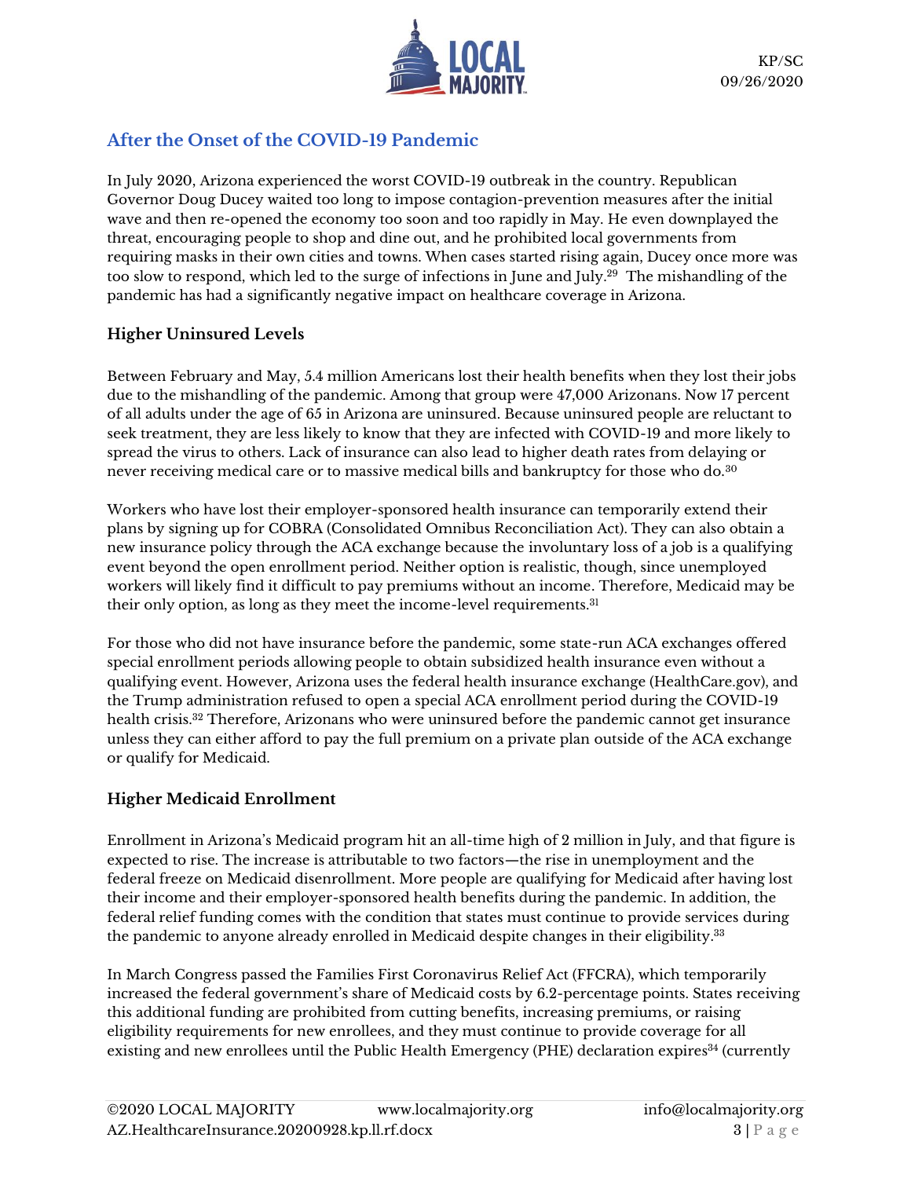## After the Onset of the COVID-19 Pandemic

In July 2020, Arizona experienced the worst COVID-19 outbreak in the country. Republican Governor Doug Ducey waited too long to impose contagion-prevention measures after the initial wave and then re-opened the economy too soon and too rapidly in May. He even downplayed the threat, encouraging people to shop and dine out, and he prohibited local governments from requiring masks in their own cities and towns. When cases started rising again, Ducey once more was too slow to respond, which led to the surge of infections in June and July.[29] The mishandling of the pandemic has had a significantly negative impact on healthcare coverage in Arizona.

### Higher Uninsured Levels

Between February and May, 5.4 million Americans lost their health benefits when they lost their jobs due to the mishandling of the pandemic. Among that group were 47,000 Arizonans. Now 17 percent of all adults under the age of 65 in Arizona are uninsured. Because uninsured people are reluctant to seek treatment, they are less likely to know that they are infected with COVID-19 and more likely to spread the virus to others. Lack of insurance can also lead to higher death rates from delaying or never receiving medical care or to massive medical bills and bankruptcy for those who do.[30]

Workers who have lost their employer-sponsored health insurance can temporarily extend their plans by signing up for COBRA (Consolidated Omnibus Reconciliation Act). They can also obtain a new insurance policy through the ACA exchange because the involuntary loss of a job is a qualifying event beyond the open enrollment period. Neither option is realistic, though, since unemployed workers will likely find it difficult to pay premiums without an income. Therefore, Medicaid may be their only option, as long as they meet the income-level requirements.[31]

For those who did not have insurance before the pandemic, some state-run ACA exchanges offered special enrollment periods allowing people to obtain subsidized health insurance even without a qualifying event. However, Arizona uses the federal health insurance exchange (HealthCare.gov), and the Trump administration refused to open a special ACA enrollment period during the COVID-19 health crisis.[32] Therefore, Arizonans who were uninsured before the pandemic cannot get insurance unless they can either afford to pay the full premium on a private plan outside of the ACA exchange or qualify for Medicaid.

### Higher Medicaid Enrollment

Enrollment in Arizona's Medicaid program hit an all-time high of 2 million in July, and that figure is expected to rise. The increase is attributable to two factors—the rise in unemployment and the federal freeze on Medicaid disenrollment. More people are qualifying for Medicaid after having lost their income and their employer-sponsored health benefits during the pandemic. In addition, the federal relief funding comes with the condition that states must continue to provide services during the pandemic to anyone already enrolled in Medicaid despite changes in their eligibility.[33]

In March Congress passed the Families First Coronavirus Relief Act (FFCRA), which temporarily increased the federal government's share of Medicaid costs by 6.2-percentage points. States receiving this additional funding are prohibited from cutting benefits, increasing premiums, or raising eligibility requirements for new enrollees, and they must continue to provide coverage for all existing and new enrollees until the Public Health Emergency (PHE) declaration expires[34] (currently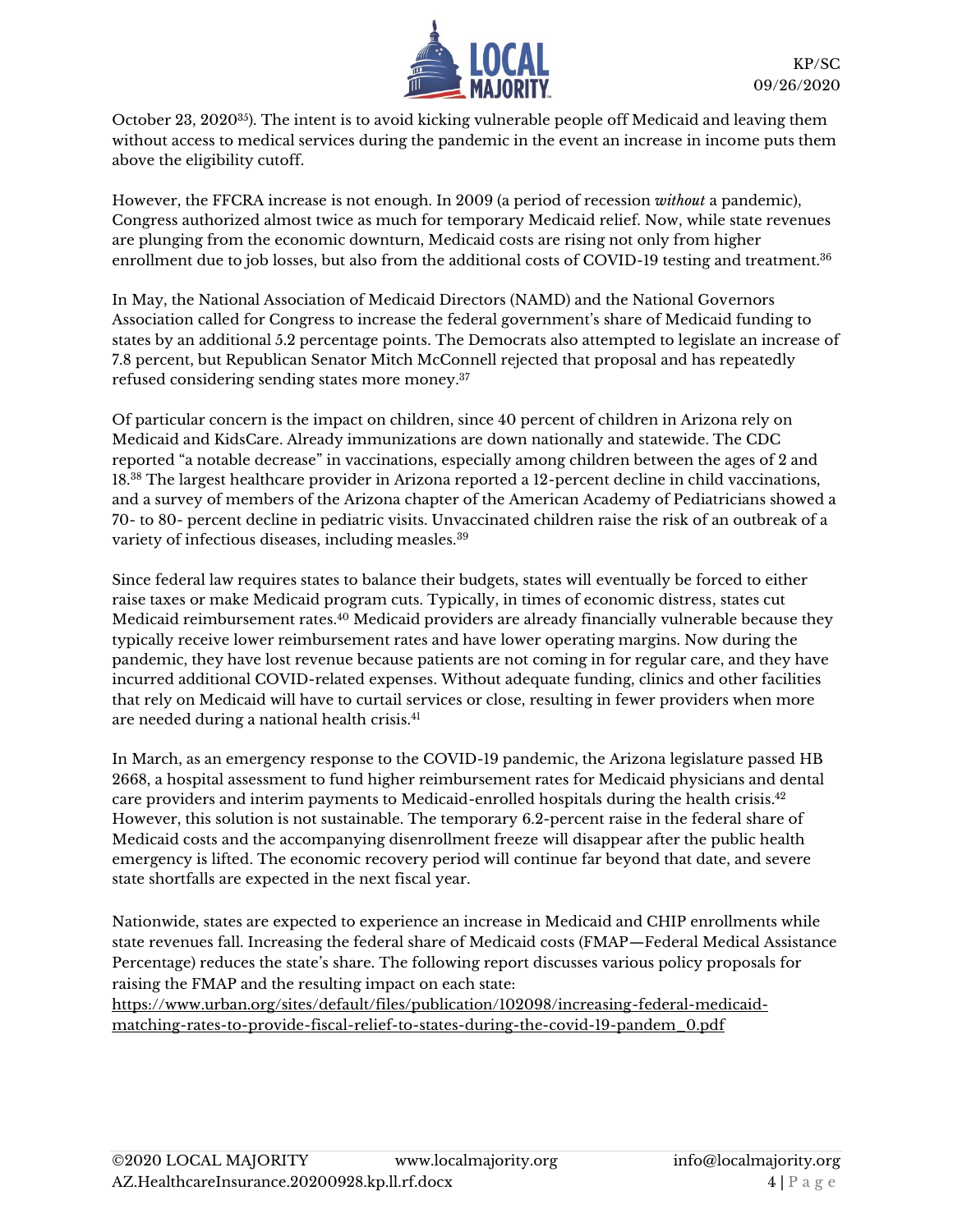October 23, 2020[35]). The intent is to avoid kicking vulnerable people off Medicaid and leaving them without access to medical services during the pandemic in the event an increase in income puts them above the eligibility cutoff.

However, the FFCRA increase is not enough. In 2009 (a period of recession *without* a pandemic), Congress authorized almost twice as much for temporary Medicaid relief. Now, while state revenues are plunging from the economic downturn, Medicaid costs are rising not only from higher enrollment due to job losses, but also from the additional costs of COVID-19 testing and treatment.[36]

In May, the National Association of Medicaid Directors (NAMD) and the National Governors Association called for Congress to increase the federal government's share of Medicaid funding to states by an additional 5.2 percentage points. The Democrats also attempted to legislate an increase of 7.8 percent, but Republican Senator Mitch McConnell rejected that proposal and has repeatedly refused considering sending states more money.[37]

Of particular concern is the impact on children, since 40 percent of children in Arizona rely on Medicaid and KidsCare. Already immunizations are down nationally and statewide. The CDC reported "a notable decrease" in vaccinations, especially among children between the ages of 2 and 18.[38] The largest healthcare provider in Arizona reported a 12-percent decline in child vaccinations, and a survey of members of the Arizona chapter of the American Academy of Pediatricians showed a 70- to 80- percent decline in pediatric visits. Unvaccinated children raise the risk of an outbreak of a variety of infectious diseases, including measles.[39]

Since federal law requires states to balance their budgets, states will eventually be forced to either raise taxes or make Medicaid program cuts. Typically, in times of economic distress, states cut Medicaid reimbursement rates.[40] Medicaid providers are already financially vulnerable because they typically receive lower reimbursement rates and have lower operating margins. Now during the pandemic, they have lost revenue because patients are not coming in for regular care, and they have incurred additional COVID-related expenses. Without adequate funding, clinics and other facilities that rely on Medicaid will have to curtail services or close, resulting in fewer providers when more are needed during a national health crisis.[41]

In March, as an emergency response to the COVID-19 pandemic, the Arizona legislature passed HB 2668, a hospital assessment to fund higher reimbursement rates for Medicaid physicians and dental care providers and interim payments to Medicaid-enrolled hospitals during the health crisis.[42] However, this solution is not sustainable. The temporary 6.2-percent raise in the federal share of Medicaid costs and the accompanying disenrollment freeze will disappear after the public health emergency is lifted. The economic recovery period will continue far beyond that date, and severe state shortfalls are expected in the next fiscal year.

Nationwide, states are expected to experience an increase in Medicaid and CHIP enrollments while state revenues fall. Increasing the federal share of Medicaid costs (FMAP—Federal Medical Assistance Percentage) reduces the state's share. The following report discusses various policy proposals for raising the FMAP and the resulting impact on each state:
https://www.urban.org/sites/default/files/publication/102098/increasing-federal-medicaid-matching-rates-to-provide-fiscal-relief-to-states-during-the-covid-19-pandem_0.pdf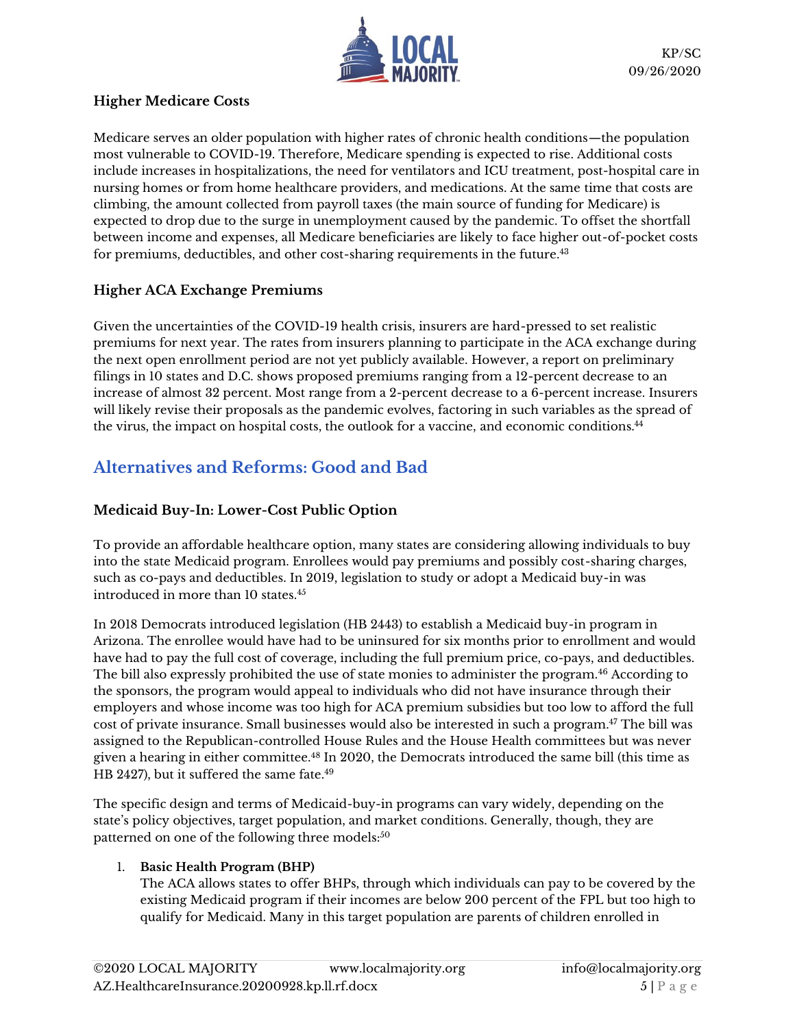### Higher Medicare Costs

Medicare serves an older population with higher rates of chronic health conditions—the population most vulnerable to COVID-19. Therefore, Medicare spending is expected to rise. Additional costs include increases in hospitalizations, the need for ventilators and ICU treatment, post-hospital care in nursing homes or from home healthcare providers, and medications. At the same time that costs are climbing, the amount collected from payroll taxes (the main source of funding for Medicare) is expected to drop due to the surge in unemployment caused by the pandemic. To offset the shortfall between income and expenses, all Medicare beneficiaries are likely to face higher out-of-pocket costs for premiums, deductibles, and other cost-sharing requirements in the future.[43]

### Higher ACA Exchange Premiums

Given the uncertainties of the COVID-19 health crisis, insurers are hard-pressed to set realistic premiums for next year. The rates from insurers planning to participate in the ACA exchange during the next open enrollment period are not yet publicly available. However, a report on preliminary filings in 10 states and D.C. shows proposed premiums ranging from a 12-percent decrease to an increase of almost 32 percent. Most range from a 2-percent decrease to a 6-percent increase. Insurers will likely revise their proposals as the pandemic evolves, factoring in such variables as the spread of the virus, the impact on hospital costs, the outlook for a vaccine, and economic conditions.[44]

## Alternatives and Reforms: Good and Bad

### Medicaid Buy-In: Lower-Cost Public Option

To provide an affordable healthcare option, many states are considering allowing individuals to buy into the state Medicaid program. Enrollees would pay premiums and possibly cost-sharing charges, such as co-pays and deductibles. In 2019, legislation to study or adopt a Medicaid buy-in was introduced in more than 10 states.[45]

In 2018 Democrats introduced legislation (HB 2443) to establish a Medicaid buy-in program in Arizona. The enrollee would have had to be uninsured for six months prior to enrollment and would have had to pay the full cost of coverage, including the full premium price, co-pays, and deductibles. The bill also expressly prohibited the use of state monies to administer the program.[46] According to the sponsors, the program would appeal to individuals who did not have insurance through their employers and whose income was too high for ACA premium subsidies but too low to afford the full cost of private insurance. Small businesses would also be interested in such a program.[47] The bill was assigned to the Republican-controlled House Rules and the House Health committees but was never given a hearing in either committee.[48] In 2020, the Democrats introduced the same bill (this time as HB 2427), but it suffered the same fate.[49]

The specific design and terms of Medicaid-buy-in programs can vary widely, depending on the state's policy objectives, target population, and market conditions. Generally, though, they are patterned on one of the following three models:[50]

1. **Basic Health Program (BHP)**
   The ACA allows states to offer BHPs, through which individuals can pay to be covered by the existing Medicaid program if their incomes are below 200 percent of the FPL but too high to qualify for Medicaid. Many in this target population are parents of children enrolled in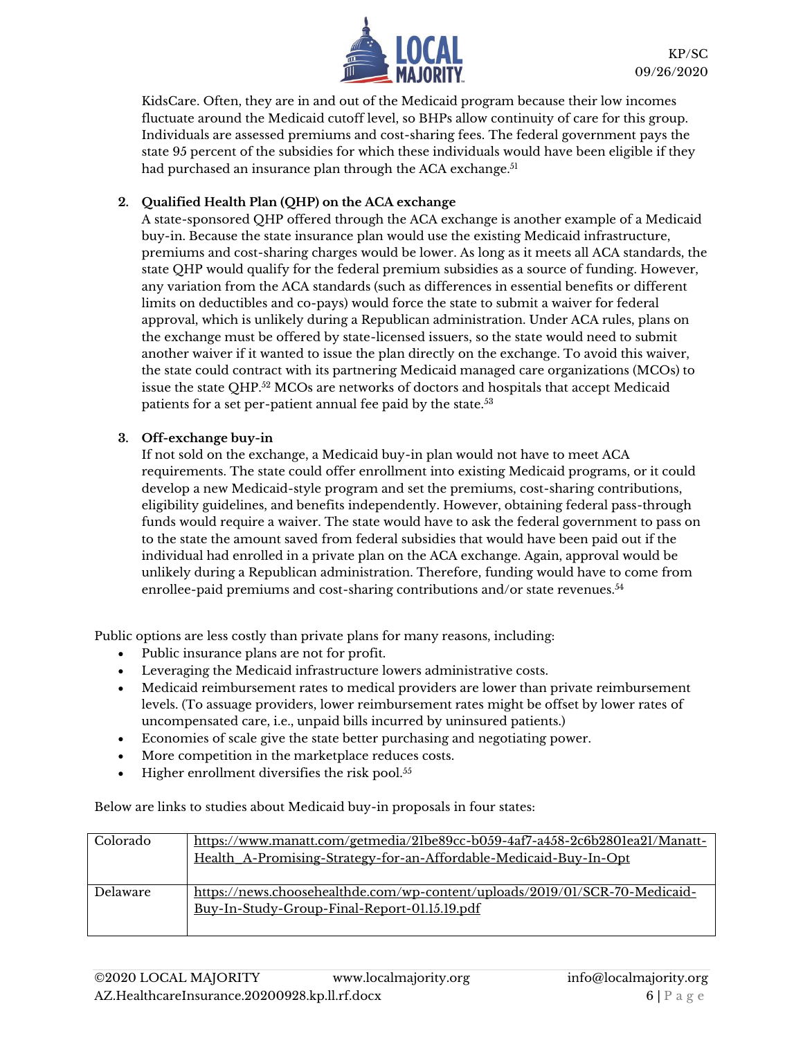KidsCare. Often, they are in and out of the Medicaid program because their low incomes fluctuate around the Medicaid cutoff level, so BHPs allow continuity of care for this group. Individuals are assessed premiums and cost-sharing fees. The federal government pays the state 95 percent of the subsidies for which these individuals would have been eligible if they had purchased an insurance plan through the ACA exchange.[51]

2. **Qualified Health Plan (QHP) on the ACA exchange**
   A state-sponsored QHP offered through the ACA exchange is another example of a Medicaid buy-in. Because the state insurance plan would use the existing Medicaid infrastructure, premiums and cost-sharing charges would be lower. As long as it meets all ACA standards, the state QHP would qualify for the federal premium subsidies as a source of funding. However, any variation from the ACA standards (such as differences in essential benefits or different limits on deductibles and co-pays) would force the state to submit a waiver for federal approval, which is unlikely during a Republican administration. Under ACA rules, plans on the exchange must be offered by state-licensed issuers, so the state would need to submit another waiver if it wanted to issue the plan directly on the exchange. To avoid this waiver, the state could contract with its partnering Medicaid managed care organizations (MCOs) to issue the state QHP.[52] MCOs are networks of doctors and hospitals that accept Medicaid patients for a set per-patient annual fee paid by the state.[53]

3. **Off-exchange buy-in**
   If not sold on the exchange, a Medicaid buy-in plan would not have to meet ACA requirements. The state could offer enrollment into existing Medicaid programs, or it could develop a new Medicaid-style program and set the premiums, cost-sharing contributions, eligibility guidelines, and benefits independently. However, obtaining federal pass-through funds would require a waiver. The state would have to ask the federal government to pass on to the state the amount saved from federal subsidies that would have been paid out if the individual had enrolled in a private plan on the ACA exchange. Again, approval would be unlikely during a Republican administration. Therefore, funding would have to come from enrollee-paid premiums and cost-sharing contributions and/or state revenues.[54]

Public options are less costly than private plans for many reasons, including:

- Public insurance plans are not for profit.
- Leveraging the Medicaid infrastructure lowers administrative costs.
- Medicaid reimbursement rates to medical providers are lower than private reimbursement levels. (To assuage providers, lower reimbursement rates might be offset by lower rates of uncompensated care, i.e., unpaid bills incurred by uninsured patients.)
- Economies of scale give the state better purchasing and negotiating power.
- More competition in the marketplace reduces costs.
- Higher enrollment diversifies the risk pool.[55]

Below are links to studies about Medicaid buy-in proposals in four states:

| | |
|---|---|
| Colorado | https://www.manatt.com/getmedia/21be89cc-b059-4af7-a458-2c6b2801ea21/Manatt-Health_A-Promising-Strategy-for-an-Affordable-Medicaid-Buy-In-Opt |
| Delaware | https://news.choosehealthde.com/wp-content/uploads/2019/01/SCR-70-Medicaid-Buy-In-Study-Group-Final-Report-01.15.19.pdf |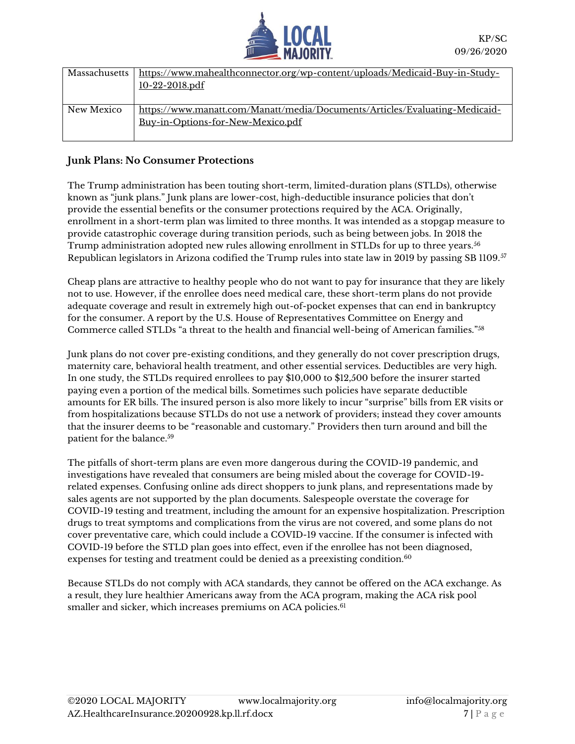| Massachusetts | https://www.mahealthconnector.org/wp-content/uploads/Medicaid-Buy-in-Study-10-22-2018.pdf |
|---|---|
| New Mexico | https://www.manatt.com/Manatt/media/Documents/Articles/Evaluating-Medicaid-Buy-in-Options-for-New-Mexico.pdf |

## Junk Plans: No Consumer Protections

The Trump administration has been touting short-term, limited-duration plans (STLDs), otherwise known as "junk plans." Junk plans are lower-cost, high-deductible insurance policies that don't provide the essential benefits or the consumer protections required by the ACA. Originally, enrollment in a short-term plan was limited to three months. It was intended as a stopgap measure to provide catastrophic coverage during transition periods, such as being between jobs. In 2018 the Trump administration adopted new rules allowing enrollment in STLDs for up to three years.[56] Republican legislators in Arizona codified the Trump rules into state law in 2019 by passing SB 1109.[57]

Cheap plans are attractive to healthy people who do not want to pay for insurance that they are likely not to use. However, if the enrollee does need medical care, these short-term plans do not provide adequate coverage and result in extremely high out-of-pocket expenses that can end in bankruptcy for the consumer. A report by the U.S. House of Representatives Committee on Energy and Commerce called STLDs "a threat to the health and financial well-being of American families."[58]

Junk plans do not cover pre-existing conditions, and they generally do not cover prescription drugs, maternity care, behavioral health treatment, and other essential services. Deductibles are very high. In one study, the STLDs required enrollees to pay $10,000 to $12,500 before the insurer started paying even a portion of the medical bills. Sometimes such policies have separate deductible amounts for ER bills. The insured person is also more likely to incur "surprise" bills from ER visits or from hospitalizations because STLDs do not use a network of providers; instead they cover amounts that the insurer deems to be "reasonable and customary." Providers then turn around and bill the patient for the balance.[59]

The pitfalls of short-term plans are even more dangerous during the COVID-19 pandemic, and investigations have revealed that consumers are being misled about the coverage for COVID-19-related expenses. Confusing online ads direct shoppers to junk plans, and representations made by sales agents are not supported by the plan documents. Salespeople overstate the coverage for COVID-19 testing and treatment, including the amount for an expensive hospitalization. Prescription drugs to treat symptoms and complications from the virus are not covered, and some plans do not cover preventative care, which could include a COVID-19 vaccine. If the consumer is infected with COVID-19 before the STLD plan goes into effect, even if the enrollee has not been diagnosed, expenses for testing and treatment could be denied as a preexisting condition.[60]

Because STLDs do not comply with ACA standards, they cannot be offered on the ACA exchange. As a result, they lure healthier Americans away from the ACA program, making the ACA risk pool smaller and sicker, which increases premiums on ACA policies.[61]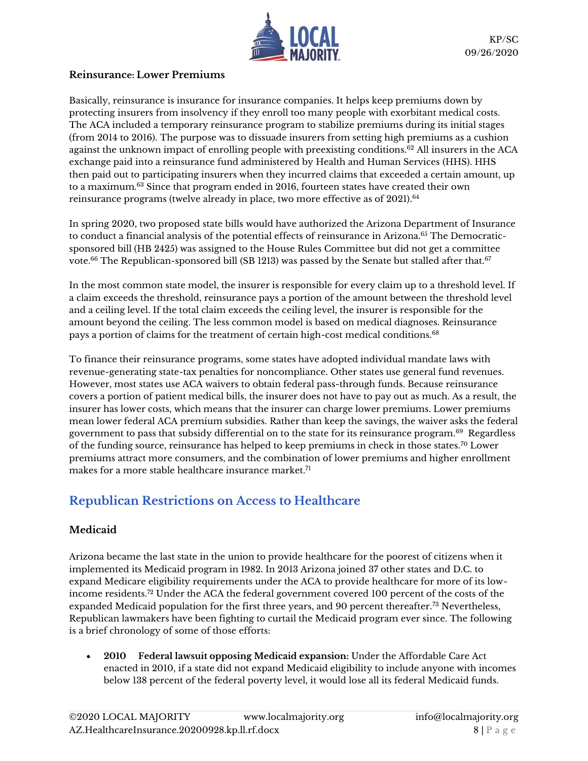### Reinsurance: Lower Premiums

Basically, reinsurance is insurance for insurance companies. It helps keep premiums down by protecting insurers from insolvency if they enroll too many people with exorbitant medical costs. The ACA included a temporary reinsurance program to stabilize premiums during its initial stages (from 2014 to 2016). The purpose was to dissuade insurers from setting high premiums as a cushion against the unknown impact of enrolling people with preexisting conditions.[62] All insurers in the ACA exchange paid into a reinsurance fund administered by Health and Human Services (HHS). HHS then paid out to participating insurers when they incurred claims that exceeded a certain amount, up to a maximum.[63] Since that program ended in 2016, fourteen states have created their own reinsurance programs (twelve already in place, two more effective as of 2021).[64]

In spring 2020, two proposed state bills would have authorized the Arizona Department of Insurance to conduct a financial analysis of the potential effects of reinsurance in Arizona.[65] The Democratic-sponsored bill (HB 2425) was assigned to the House Rules Committee but did not get a committee vote.[66] The Republican-sponsored bill (SB 1213) was passed by the Senate but stalled after that.[67]

In the most common state model, the insurer is responsible for every claim up to a threshold level. If a claim exceeds the threshold, reinsurance pays a portion of the amount between the threshold level and a ceiling level. If the total claim exceeds the ceiling level, the insurer is responsible for the amount beyond the ceiling. The less common model is based on medical diagnoses. Reinsurance pays a portion of claims for the treatment of certain high-cost medical conditions.[68]

To finance their reinsurance programs, some states have adopted individual mandate laws with revenue-generating state-tax penalties for noncompliance. Other states use general fund revenues. However, most states use ACA waivers to obtain federal pass-through funds. Because reinsurance covers a portion of patient medical bills, the insurer does not have to pay out as much. As a result, the insurer has lower costs, which means that the insurer can charge lower premiums. Lower premiums mean lower federal ACA premium subsidies. Rather than keep the savings, the waiver asks the federal government to pass that subsidy differential on to the state for its reinsurance program.[69] Regardless of the funding source, reinsurance has helped to keep premiums in check in those states.[70] Lower premiums attract more consumers, and the combination of lower premiums and higher enrollment makes for a more stable healthcare insurance market.[71]

## Republican Restrictions on Access to Healthcare

### Medicaid

Arizona became the last state in the union to provide healthcare for the poorest of citizens when it implemented its Medicaid program in 1982. In 2013 Arizona joined 37 other states and D.C. to expand Medicare eligibility requirements under the ACA to provide healthcare for more of its low-income residents.[72] Under the ACA the federal government covered 100 percent of the costs of the expanded Medicaid population for the first three years, and 90 percent thereafter.[73] Nevertheless, Republican lawmakers have been fighting to curtail the Medicaid program ever since. The following is a brief chronology of some of those efforts:

- **2010 Federal lawsuit opposing Medicaid expansion:** Under the Affordable Care Act enacted in 2010, if a state did not expand Medicaid eligibility to include anyone with incomes below 138 percent of the federal poverty level, it would lose all its federal Medicaid funds.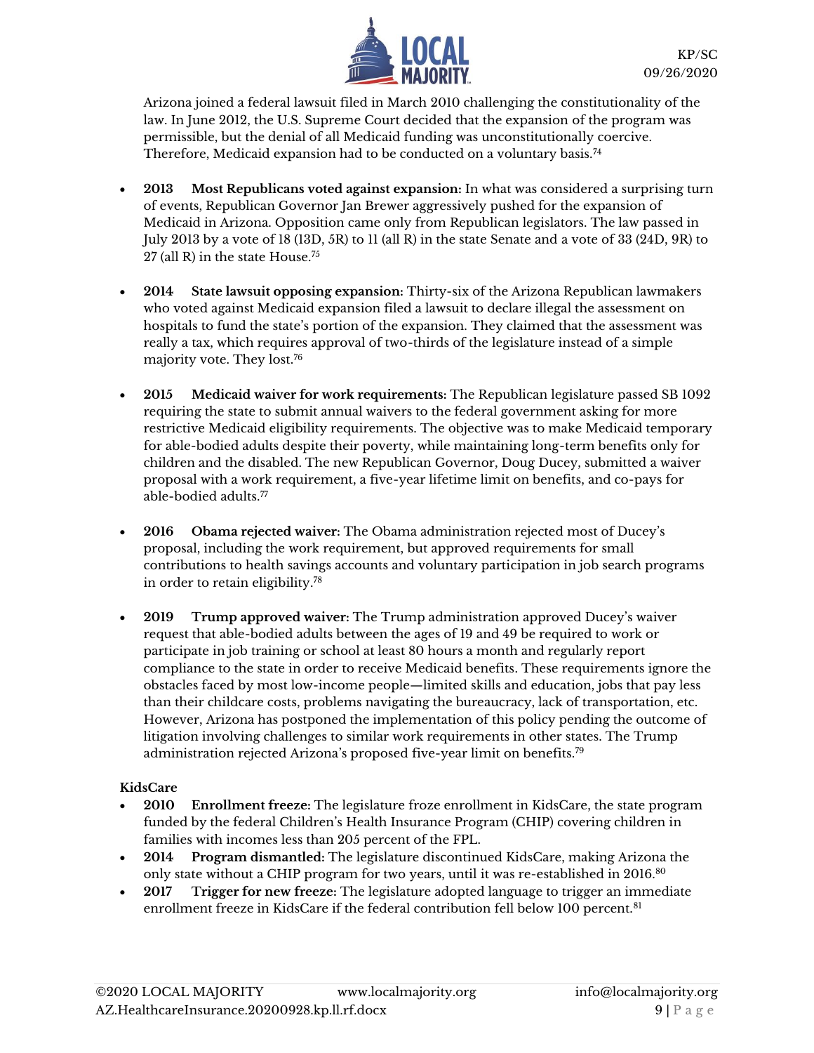Arizona joined a federal lawsuit filed in March 2010 challenging the constitutionality of the law. In June 2012, the U.S. Supreme Court decided that the expansion of the program was permissible, but the denial of all Medicaid funding was unconstitutionally coercive. Therefore, Medicaid expansion had to be conducted on a voluntary basis.[74]

- **2013 Most Republicans voted against expansion:** In what was considered a surprising turn of events, Republican Governor Jan Brewer aggressively pushed for the expansion of Medicaid in Arizona. Opposition came only from Republican legislators. The law passed in July 2013 by a vote of 18 (13D, 5R) to 11 (all R) in the state Senate and a vote of 33 (24D, 9R) to 27 (all R) in the state House.[75]

- **2014 State lawsuit opposing expansion:** Thirty-six of the Arizona Republican lawmakers who voted against Medicaid expansion filed a lawsuit to declare illegal the assessment on hospitals to fund the state's portion of the expansion. They claimed that the assessment was really a tax, which requires approval of two-thirds of the legislature instead of a simple majority vote. They lost.[76]

- **2015 Medicaid waiver for work requirements:** The Republican legislature passed SB 1092 requiring the state to submit annual waivers to the federal government asking for more restrictive Medicaid eligibility requirements. The objective was to make Medicaid temporary for able-bodied adults despite their poverty, while maintaining long-term benefits only for children and the disabled. The new Republican Governor, Doug Ducey, submitted a waiver proposal with a work requirement, a five-year lifetime limit on benefits, and co-pays for able-bodied adults.[77]

- **2016 Obama rejected waiver:** The Obama administration rejected most of Ducey's proposal, including the work requirement, but approved requirements for small contributions to health savings accounts and voluntary participation in job search programs in order to retain eligibility.[78]

- **2019 Trump approved waiver:** The Trump administration approved Ducey's waiver request that able-bodied adults between the ages of 19 and 49 be required to work or participate in job training or school at least 80 hours a month and regularly report compliance to the state in order to receive Medicaid benefits. These requirements ignore the obstacles faced by most low-income people—limited skills and education, jobs that pay less than their childcare costs, problems navigating the bureaucracy, lack of transportation, etc. However, Arizona has postponed the implementation of this policy pending the outcome of litigation involving challenges to similar work requirements in other states. The Trump administration rejected Arizona's proposed five-year limit on benefits.[79]

**KidsCare**

- **2010 Enrollment freeze:** The legislature froze enrollment in KidsCare, the state program funded by the federal Children's Health Insurance Program (CHIP) covering children in families with incomes less than 205 percent of the FPL.
- **2014 Program dismantled:** The legislature discontinued KidsCare, making Arizona the only state without a CHIP program for two years, until it was re-established in 2016.[80]
- **2017 Trigger for new freeze:** The legislature adopted language to trigger an immediate enrollment freeze in KidsCare if the federal contribution fell below 100 percent.[81]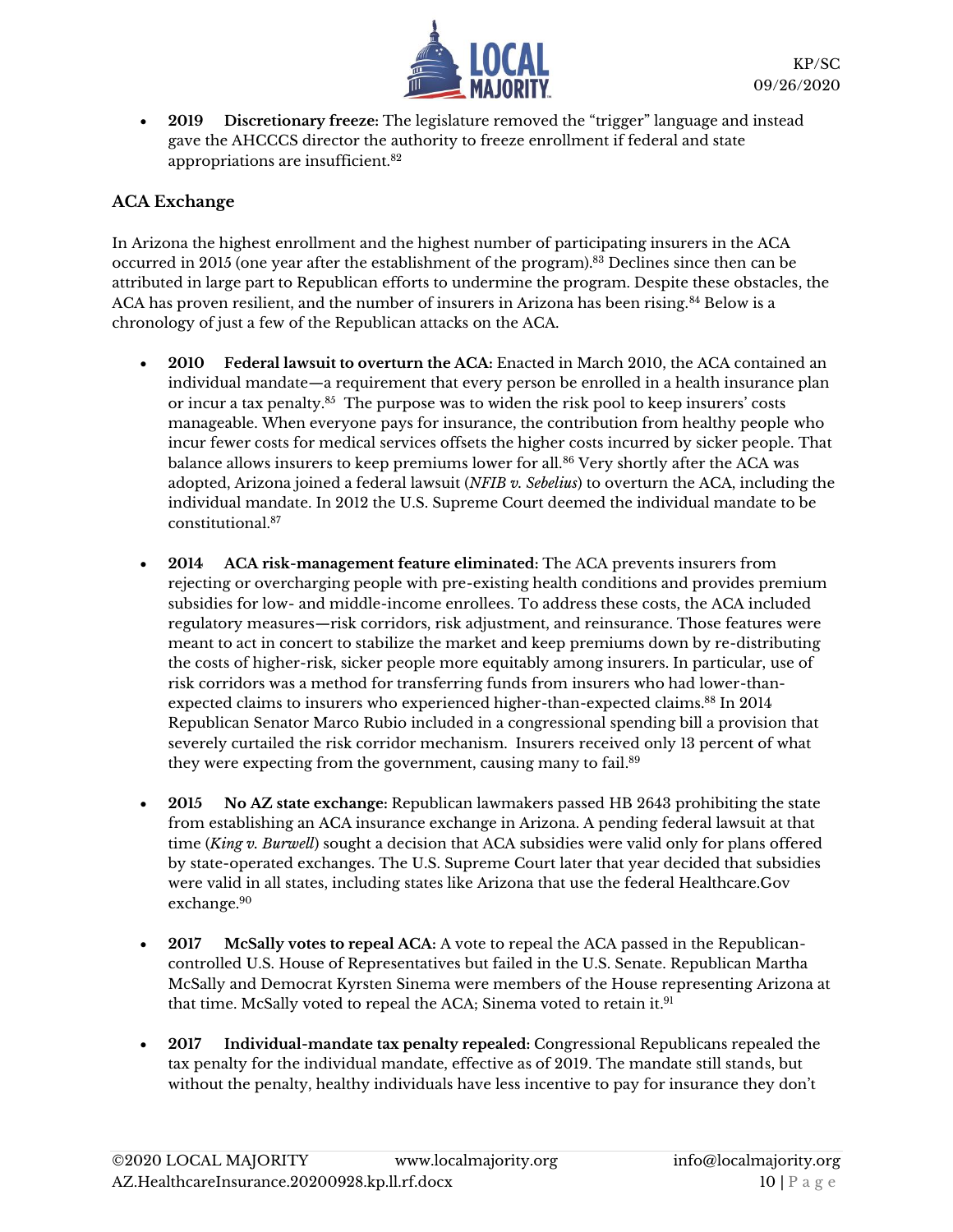- **2019 Discretionary freeze:** The legislature removed the "trigger" language and instead gave the AHCCCS director the authority to freeze enrollment if federal and state appropriations are insufficient.[82]

### ACA Exchange

In Arizona the highest enrollment and the highest number of participating insurers in the ACA occurred in 2015 (one year after the establishment of the program).[83] Declines since then can be attributed in large part to Republican efforts to undermine the program. Despite these obstacles, the ACA has proven resilient, and the number of insurers in Arizona has been rising.[84] Below is a chronology of just a few of the Republican attacks on the ACA.

- **2010 Federal lawsuit to overturn the ACA:** Enacted in March 2010, the ACA contained an individual mandate—a requirement that every person be enrolled in a health insurance plan or incur a tax penalty.[85] The purpose was to widen the risk pool to keep insurers' costs manageable. When everyone pays for insurance, the contribution from healthy people who incur fewer costs for medical services offsets the higher costs incurred by sicker people. That balance allows insurers to keep premiums lower for all.[86] Very shortly after the ACA was adopted, Arizona joined a federal lawsuit (*NFIB v. Sebelius*) to overturn the ACA, including the individual mandate. In 2012 the U.S. Supreme Court deemed the individual mandate to be constitutional.[87]

- **2014 ACA risk-management feature eliminated:** The ACA prevents insurers from rejecting or overcharging people with pre-existing health conditions and provides premium subsidies for low- and middle-income enrollees. To address these costs, the ACA included regulatory measures—risk corridors, risk adjustment, and reinsurance. Those features were meant to act in concert to stabilize the market and keep premiums down by re-distributing the costs of higher-risk, sicker people more equitably among insurers. In particular, use of risk corridors was a method for transferring funds from insurers who had lower-than-expected claims to insurers who experienced higher-than-expected claims.[88] In 2014 Republican Senator Marco Rubio included in a congressional spending bill a provision that severely curtailed the risk corridor mechanism. Insurers received only 13 percent of what they were expecting from the government, causing many to fail.[89]

- **2015 No AZ state exchange:** Republican lawmakers passed HB 2643 prohibiting the state from establishing an ACA insurance exchange in Arizona. A pending federal lawsuit at that time (*King v. Burwell*) sought a decision that ACA subsidies were valid only for plans offered by state-operated exchanges. The U.S. Supreme Court later that year decided that subsidies were valid in all states, including states like Arizona that use the federal Healthcare.Gov exchange.[90]

- **2017 McSally votes to repeal ACA:** A vote to repeal the ACA passed in the Republican-controlled U.S. House of Representatives but failed in the U.S. Senate. Republican Martha McSally and Democrat Kyrsten Sinema were members of the House representing Arizona at that time. McSally voted to repeal the ACA; Sinema voted to retain it.[91]

- **2017 Individual-mandate tax penalty repealed:** Congressional Republicans repealed the tax penalty for the individual mandate, effective as of 2019. The mandate still stands, but without the penalty, healthy individuals have less incentive to pay for insurance they don't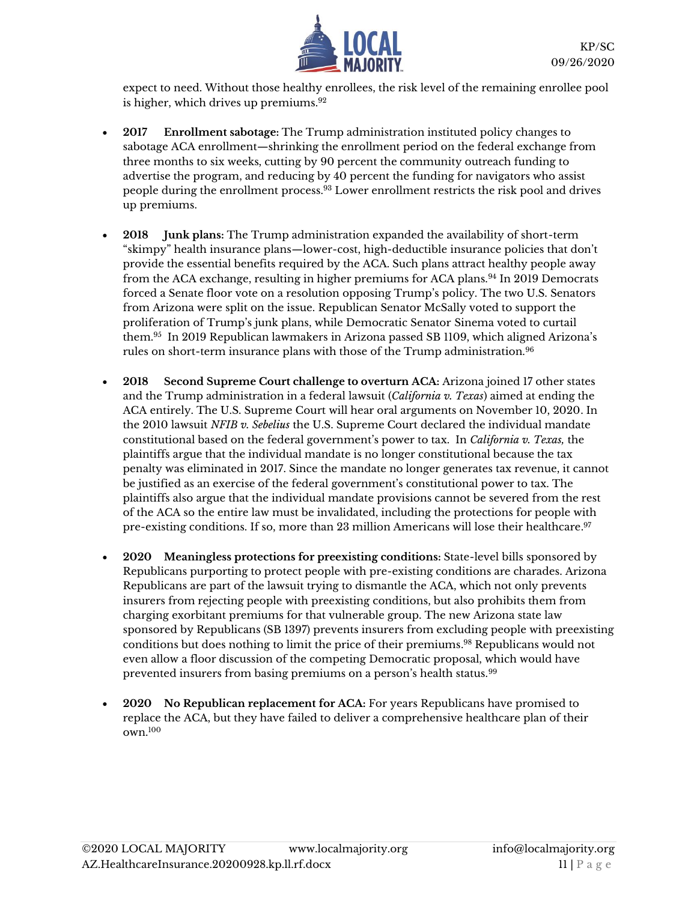expect to need. Without those healthy enrollees, the risk level of the remaining enrollee pool is higher, which drives up premiums.[92]

- **2017 Enrollment sabotage:** The Trump administration instituted policy changes to sabotage ACA enrollment—shrinking the enrollment period on the federal exchange from three months to six weeks, cutting by 90 percent the community outreach funding to advertise the program, and reducing by 40 percent the funding for navigators who assist people during the enrollment process.[93] Lower enrollment restricts the risk pool and drives up premiums.

- **2018 Junk plans:** The Trump administration expanded the availability of short-term "skimpy" health insurance plans—lower-cost, high-deductible insurance policies that don't provide the essential benefits required by the ACA. Such plans attract healthy people away from the ACA exchange, resulting in higher premiums for ACA plans.[94] In 2019 Democrats forced a Senate floor vote on a resolution opposing Trump's policy. The two U.S. Senators from Arizona were split on the issue. Republican Senator McSally voted to support the proliferation of Trump's junk plans, while Democratic Senator Sinema voted to curtail them.[95] In 2019 Republican lawmakers in Arizona passed SB 1109, which aligned Arizona's rules on short-term insurance plans with those of the Trump administration.[96]

- **2018 Second Supreme Court challenge to overturn ACA:** Arizona joined 17 other states and the Trump administration in a federal lawsuit (*California v. Texas*) aimed at ending the ACA entirely. The U.S. Supreme Court will hear oral arguments on November 10, 2020. In the 2010 lawsuit *NFIB v. Sebelius* the U.S. Supreme Court declared the individual mandate constitutional based on the federal government's power to tax. In *California v. Texas,* the plaintiffs argue that the individual mandate is no longer constitutional because the tax penalty was eliminated in 2017. Since the mandate no longer generates tax revenue, it cannot be justified as an exercise of the federal government's constitutional power to tax. The plaintiffs also argue that the individual mandate provisions cannot be severed from the rest of the ACA so the entire law must be invalidated, including the protections for people with pre-existing conditions. If so, more than 23 million Americans will lose their healthcare.[97]

- **2020 Meaningless protections for preexisting conditions:** State-level bills sponsored by Republicans purporting to protect people with pre-existing conditions are charades. Arizona Republicans are part of the lawsuit trying to dismantle the ACA, which not only prevents insurers from rejecting people with preexisting conditions, but also prohibits them from charging exorbitant premiums for that vulnerable group. The new Arizona state law sponsored by Republicans (SB 1397) prevents insurers from excluding people with preexisting conditions but does nothing to limit the price of their premiums.[98] Republicans would not even allow a floor discussion of the competing Democratic proposal, which would have prevented insurers from basing premiums on a person's health status.[99]

- **2020 No Republican replacement for ACA:** For years Republicans have promised to replace the ACA, but they have failed to deliver a comprehensive healthcare plan of their own.[100]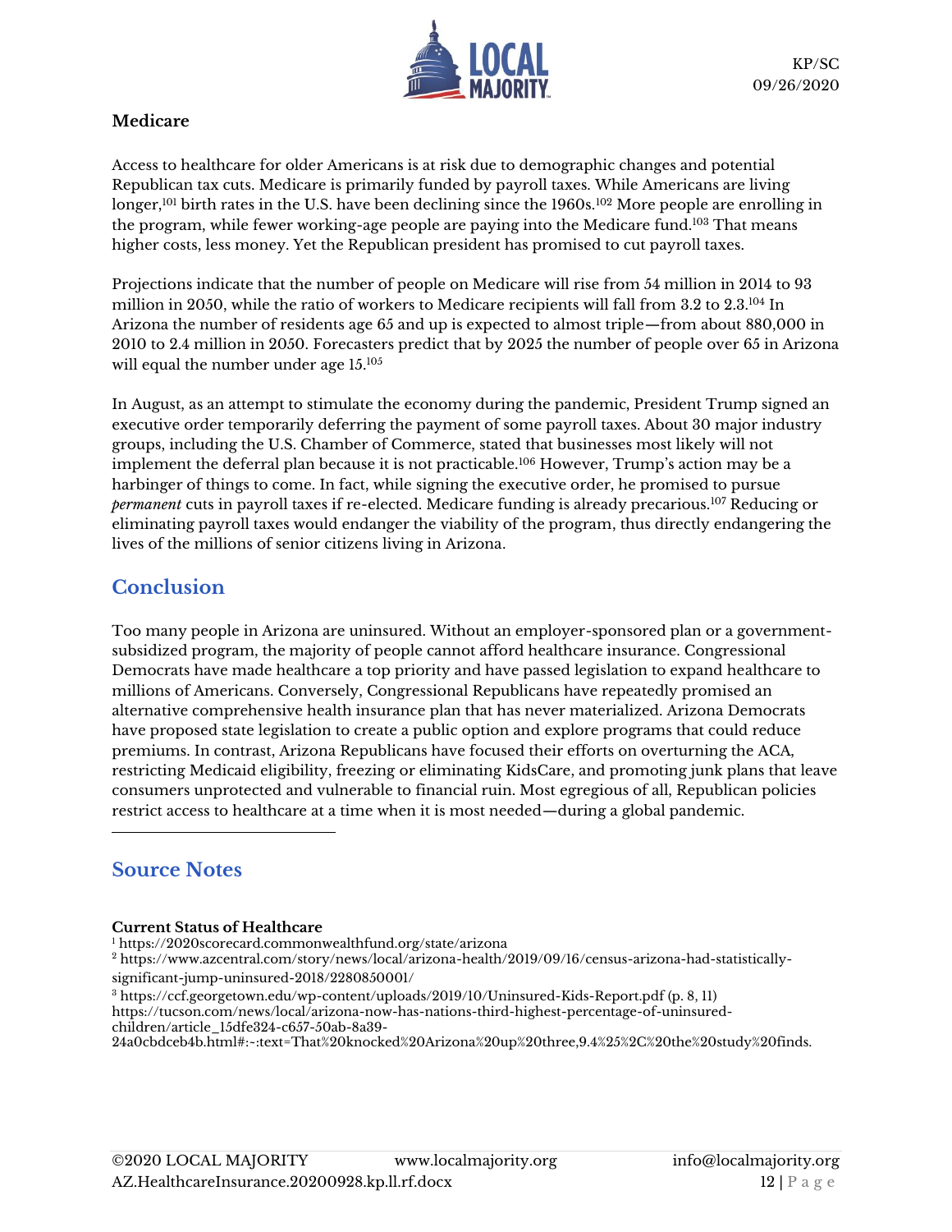**Medicare**

Access to healthcare for older Americans is at risk due to demographic changes and potential Republican tax cuts. Medicare is primarily funded by payroll taxes. While Americans are living longer,[101] birth rates in the U.S. have been declining since the 1960s.[102] More people are enrolling in the program, while fewer working-age people are paying into the Medicare fund.[103] That means higher costs, less money. Yet the Republican president has promised to cut payroll taxes.

Projections indicate that the number of people on Medicare will rise from 54 million in 2014 to 93 million in 2050, while the ratio of workers to Medicare recipients will fall from 3.2 to 2.3.[104] In Arizona the number of residents age 65 and up is expected to almost triple—from about 880,000 in 2010 to 2.4 million in 2050. Forecasters predict that by 2025 the number of people over 65 in Arizona will equal the number under age 15.[105]

In August, as an attempt to stimulate the economy during the pandemic, President Trump signed an executive order temporarily deferring the payment of some payroll taxes. About 30 major industry groups, including the U.S. Chamber of Commerce, stated that businesses most likely will not implement the deferral plan because it is not practicable.[106] However, Trump's action may be a harbinger of things to come. In fact, while signing the executive order, he promised to pursue *permanent* cuts in payroll taxes if re-elected. Medicare funding is already precarious.[107] Reducing or eliminating payroll taxes would endanger the viability of the program, thus directly endangering the lives of the millions of senior citizens living in Arizona.

## Conclusion

Too many people in Arizona are uninsured. Without an employer-sponsored plan or a government-subsidized program, the majority of people cannot afford healthcare insurance. Congressional Democrats have made healthcare a top priority and have passed legislation to expand healthcare to millions of Americans. Conversely, Congressional Republicans have repeatedly promised an alternative comprehensive health insurance plan that has never materialized. Arizona Democrats have proposed state legislation to create a public option and explore programs that could reduce premiums. In contrast, Arizona Republicans have focused their efforts on overturning the ACA, restricting Medicaid eligibility, freezing or eliminating KidsCare, and promoting junk plans that leave consumers unprotected and vulnerable to financial ruin. Most egregious of all, Republican policies restrict access to healthcare at a time when it is most needed—during a global pandemic.

---

## Source Notes

**Current Status of Healthcare**

[1] https://2020scorecard.commonwealthfund.org/state/arizona

[2] https://www.azcentral.com/story/news/local/arizona-health/2019/09/16/census-arizona-had-statistically-significant-jump-uninsured-2018/2280850001/

[3] https://ccf.georgetown.edu/wp-content/uploads/2019/10/Uninsured-Kids-Report.pdf (p. 8, 11)
https://tucson.com/news/local/arizona-now-has-nations-third-highest-percentage-of-uninsured-children/article_15dfe324-c657-50ab-8a39-24a0cbdceb4b.html#:~:text=That%20knocked%20Arizona%20up%20three,9.4%25%2C%20the%20study%20finds.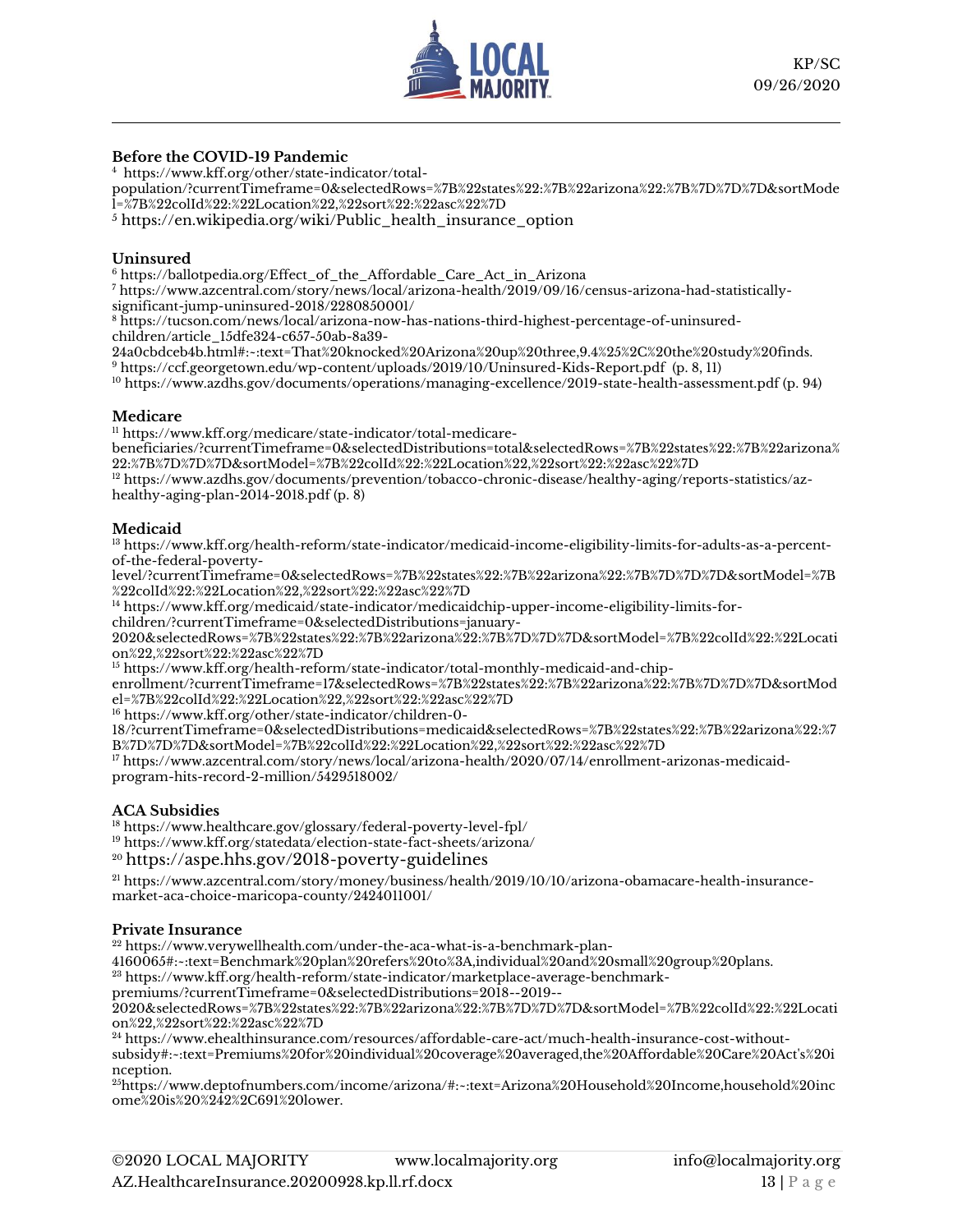**Before the COVID-19 Pandemic**

[4] https://www.kff.org/other/state-indicator/total-population/?currentTimeframe=0&selectedRows=%7B%22states%22:%7B%22arizona%22:%7B%7D%7D%7D&sortModel=%7B%22colId%22:%22Location%22,%22sort%22:%22asc%22%7D
[5] https://en.wikipedia.org/wiki/Public_health_insurance_option

**Uninsured**

[6] https://ballotpedia.org/Effect_of_the_Affordable_Care_Act_in_Arizona
[7] https://www.azcentral.com/story/news/local/arizona-health/2019/09/16/census-arizona-had-statistically-significant-jump-uninsured-2018/2280850001/
[8] https://tucson.com/news/local/arizona-now-has-nations-third-highest-percentage-of-uninsured-children/article_15dfe324-c657-50ab-8a39-24a0cbdceb4b.html#:~:text=That%20knocked%20Arizona%20up%20three,9.4%25%2C%20the%20study%20finds.
[9] https://ccf.georgetown.edu/wp-content/uploads/2019/10/Uninsured-Kids-Report.pdf (p. 8, 11)
[10] https://www.azdhs.gov/documents/operations/managing-excellence/2019-state-health-assessment.pdf (p. 94)

**Medicare**

[11] https://www.kff.org/medicare/state-indicator/total-medicare-beneficiaries/?currentTimeframe=0&selectedDistributions=total&selectedRows=%7B%22states%22:%7B%22arizona%22:%7B%7D%7D%7D&sortModel=%7B%22colId%22:%22Location%22,%22sort%22:%22asc%22%7D
[12] https://www.azdhs.gov/documents/prevention/tobacco-chronic-disease/healthy-aging/reports-statistics/az-healthy-aging-plan-2014-2018.pdf (p. 8)

**Medicaid**

[13] https://www.kff.org/health-reform/state-indicator/medicaid-income-eligibility-limits-for-adults-as-a-percent-of-the-federal-poverty-level/?currentTimeframe=0&selectedRows=%7B%22states%22:%7B%22arizona%22:%7B%7D%7D%7D&sortModel=%7B%22colId%22:%22Location%22,%22sort%22:%22asc%22%7D
[14] https://www.kff.org/medicaid/state-indicator/medicaidchip-upper-income-eligibility-limits-for-children/?currentTimeframe=0&selectedDistributions=january-2020&selectedRows=%7B%22states%22:%7B%22arizona%22:%7B%7D%7D%7D&sortModel=%7B%22colId%22:%22Location%22,%22sort%22:%22asc%22%7D
[15] https://www.kff.org/health-reform/state-indicator/total-monthly-medicaid-and-chip-enrollment/?currentTimeframe=17&selectedRows=%7B%22states%22:%7B%22arizona%22:%7B%7D%7D%7D&sortModel=%7B%22colId%22:%22Location%22,%22sort%22:%22asc%22%7D
[16] https://www.kff.org/other/state-indicator/children-0-18/?currentTimeframe=0&selectedDistributions=medicaid&selectedRows=%7B%22states%22:%7B%22arizona%22:%7B%7D%7D%7D&sortModel=%7B%22colId%22:%22Location%22,%22sort%22:%22asc%22%7D
[17] https://www.azcentral.com/story/news/local/arizona-health/2020/07/14/enrollment-arizonas-medicaid-program-hits-record-2-million/5429518002/

**ACA Subsidies**

[18] https://www.healthcare.gov/glossary/federal-poverty-level-fpl/
[19] https://www.kff.org/statedata/election-state-fact-sheets/arizona/
[20] https://aspe.hhs.gov/2018-poverty-guidelines
[21] https://www.azcentral.com/story/money/business/health/2019/10/10/arizona-obamacare-health-insurance-market-aca-choice-maricopa-county/2424011001/

**Private Insurance**

[22] https://www.verywellhealth.com/under-the-aca-what-is-a-benchmark-plan-4160065#:~:text=Benchmark%20plan%20refers%20to%3A,individual%20and%20small%20group%20plans.
[23] https://www.kff.org/health-reform/state-indicator/marketplace-average-benchmark-premiums/?currentTimeframe=0&selectedDistributions=2018--2019--2020&selectedRows=%7B%22states%22:%7B%22arizona%22:%7B%7D%7D%7D&sortModel=%7B%22colId%22:%22Location%22,%22sort%22:%22asc%22%7D
[24] https://www.ehealthinsurance.com/resources/affordable-care-act/much-health-insurance-cost-without-subsidy#:~:text=Premiums%20for%20individual%20coverage%20averaged,the%20Affordable%20Care%20Act's%20inception.
[25] https://www.deptofnumbers.com/income/arizona/#:~:text=Arizona%20Household%20Income,household%20income%20is%20%242%2C691%20lower.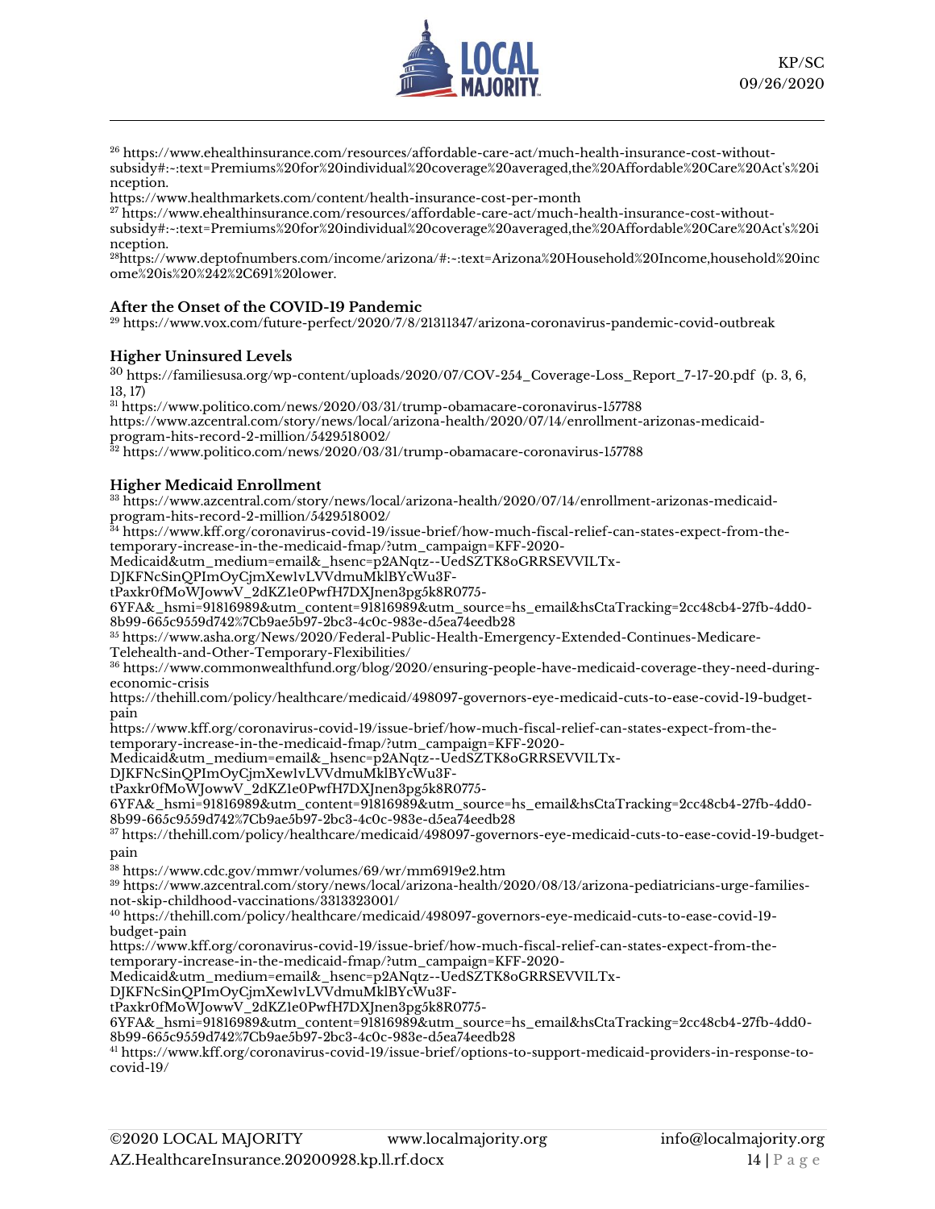[26] https://www.ehealthinsurance.com/resources/affordable-care-act/much-health-insurance-cost-without-subsidy#:~:text=Premiums%20for%20individual%20coverage%20averaged,the%20Affordable%20Care%20Act's%20inception.
https://www.healthmarkets.com/content/health-insurance-cost-per-month
[27] https://www.ehealthinsurance.com/resources/affordable-care-act/much-health-insurance-cost-without-subsidy#:~:text=Premiums%20for%20individual%20coverage%20averaged,the%20Affordable%20Care%20Act's%20inception.
[28]https://www.deptofnumbers.com/income/arizona/#:~:text=Arizona%20Household%20Income,household%20income%20is%20%242%2C691%20lower.

**After the Onset of the COVID-19 Pandemic**

[29] https://www.vox.com/future-perfect/2020/7/8/21311347/arizona-coronavirus-pandemic-covid-outbreak

**Higher Uninsured Levels**

[30] https://familiesusa.org/wp-content/uploads/2020/07/COV-254_Coverage-Loss_Report_7-17-20.pdf (p. 3, 6, 13, 17)
[31] https://www.politico.com/news/2020/03/31/trump-obamacare-coronavirus-157788
https://www.azcentral.com/story/news/local/arizona-health/2020/07/14/enrollment-arizonas-medicaid-program-hits-record-2-million/5429518002/
[32] https://www.politico.com/news/2020/03/31/trump-obamacare-coronavirus-157788

**Higher Medicaid Enrollment**

[33] https://www.azcentral.com/story/news/local/arizona-health/2020/07/14/enrollment-arizonas-medicaid-program-hits-record-2-million/5429518002/
[34] https://www.kff.org/coronavirus-covid-19/issue-brief/how-much-fiscal-relief-can-states-expect-from-the-temporary-increase-in-the-medicaid-fmap/?utm_campaign=KFF-2020-Medicaid&utm_medium=email&_hsenc=p2ANqtz--UedSZTK8oGRRSEVVILTx-DJKFNcSinQPImOyCjmXew1vLVVdmuMklBYcWu3F-tPaxkr0fMoWJowwV_2dKZ1e0PwfH7DXJnen3pg5k8R0775-6YFA&_hsmi=91816989&utm_content=91816989&utm_source=hs_email&hsCtaTracking=2cc48cb4-27fb-4dd0-8b99-665c9559d742%7Cb9ae5b97-2bc3-4c0c-983e-d5ea74eedb28
[35] https://www.asha.org/News/2020/Federal-Public-Health-Emergency-Extended-Continues-Medicare-Telehealth-and-Other-Temporary-Flexibilities/
[36] https://www.commonwealthfund.org/blog/2020/ensuring-people-have-medicaid-coverage-they-need-during-economic-crisis
https://thehill.com/policy/healthcare/medicaid/498097-governors-eye-medicaid-cuts-to-ease-covid-19-budget-pain
https://www.kff.org/coronavirus-covid-19/issue-brief/how-much-fiscal-relief-can-states-expect-from-the-temporary-increase-in-the-medicaid-fmap/?utm_campaign=KFF-2020-Medicaid&utm_medium=email&_hsenc=p2ANqtz--UedSZTK8oGRRSEVVILTx-DJKFNcSinQPImOyCjmXew1vLVVdmuMklBYcWu3F-tPaxkr0fMoWJowwV_2dKZ1e0PwfH7DXJnen3pg5k8R0775-6YFA&_hsmi=91816989&utm_content=91816989&utm_source=hs_email&hsCtaTracking=2cc48cb4-27fb-4dd0-8b99-665c9559d742%7Cb9ae5b97-2bc3-4c0c-983e-d5ea74eedb28
[37] https://thehill.com/policy/healthcare/medicaid/498097-governors-eye-medicaid-cuts-to-ease-covid-19-budget-pain
[38] https://www.cdc.gov/mmwr/volumes/69/wr/mm6919e2.htm
[39] https://www.azcentral.com/story/news/local/arizona-health/2020/08/13/arizona-pediatricians-urge-families-not-skip-childhood-vaccinations/3313323001/
[40] https://thehill.com/policy/healthcare/medicaid/498097-governors-eye-medicaid-cuts-to-ease-covid-19-budget-pain
https://www.kff.org/coronavirus-covid-19/issue-brief/how-much-fiscal-relief-can-states-expect-from-the-temporary-increase-in-the-medicaid-fmap/?utm_campaign=KFF-2020-Medicaid&utm_medium=email&_hsenc=p2ANqtz--UedSZTK8oGRRSEVVILTx-DJKFNcSinQPImOyCjmXew1vLVVdmuMklBYcWu3F-tPaxkr0fMoWJowwV_2dKZ1e0PwfH7DXJnen3pg5k8R0775-6YFA&_hsmi=91816989&utm_content=91816989&utm_source=hs_email&hsCtaTracking=2cc48cb4-27fb-4dd0-8b99-665c9559d742%7Cb9ae5b97-2bc3-4c0c-983e-d5ea74eedb28
[41] https://www.kff.org/coronavirus-covid-19/issue-brief/options-to-support-medicaid-providers-in-response-to-covid-19/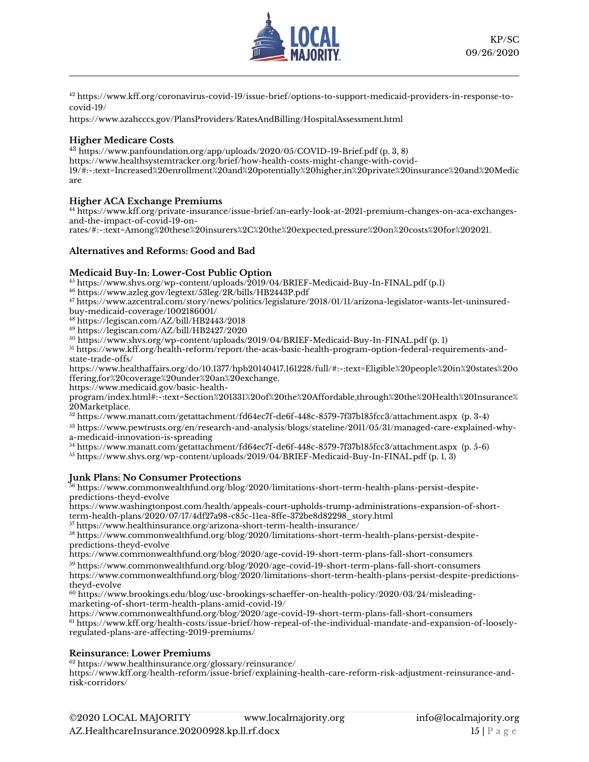[42] https://www.kff.org/coronavirus-covid-19/issue-brief/options-to-support-medicaid-providers-in-response-to-covid-19/
https://www.azahcccs.gov/PlansProviders/RatesAndBilling/HospitalAssessment.html

**Higher Medicare Costs**

[43] https://www.panfoundation.org/app/uploads/2020/05/COVID-19-Brief.pdf (p. 3, 8)
https://www.healthsystemtracker.org/brief/how-health-costs-might-change-with-covid-19/#:~:text=Increased%20enrollment%20and%20potentially%20higher,in%20private%20insurance%20and%20Medicare

**Higher ACA Exchange Premiums**

[44] https://www.kff.org/private-insurance/issue-brief/an-early-look-at-2021-premium-changes-on-aca-exchanges-and-the-impact-of-covid-19-on-rates/#:~:text=Among%20these%20insurers%2C%20the%20expected,pressure%20on%20costs%20for%202021.

**Alternatives and Reforms: Good and Bad**

**Medicaid Buy-In: Lower-Cost Public Option**

[45] https://www.shvs.org/wp-content/uploads/2019/04/BRIEF-Medicaid-Buy-In-FINAL.pdf (p.1)
[46] https://www.azleg.gov/legtext/53leg/2R/bills/HB2443P.pdf
[47] https://www.azcentral.com/story/news/politics/legislature/2018/01/11/arizona-legislator-wants-let-uninsured-buy-medicaid-coverage/1002186001/
[48] https://legiscan.com/AZ/bill/HB2443/2018
[49] https://legiscan.com/AZ/bill/HB2427/2020
[50] https://www.shvs.org/wp-content/uploads/2019/04/BRIEF-Medicaid-Buy-In-FINAL.pdf (p. 1)
[51] https://www.kff.org/health-reform/report/the-acas-basic-health-program-option-federal-requirements-and-state-trade-offs/
https://www.healthaffairs.org/do/10.1377/hpb20140417.161228/full/#:~:text=Eligible%20people%20in%20states%20offering,for%20coverage%20under%20an%20exchange.
https://www.medicaid.gov/basic-health-program/index.html#:~:text=Section%201331%20of%20the%20Affordable,through%20the%20Health%20Insurance%20Marketplace.
[52] https://www.manatt.com/getattachment/fd64ec7f-de6f-448c-8579-7f37b185fcc3/attachment.aspx (p. 3-4)
[53] https://www.pewtrusts.org/en/research-and-analysis/blogs/stateline/2011/05/31/managed-care-explained-why-a-medicaid-innovation-is-spreading
[54] https://www.manatt.com/getattachment/fd64ec7f-de6f-448c-8579-7f37b185fcc3/attachment.aspx (p. 5-6)
[55] https://www.shvs.org/wp-content/uploads/2019/04/BRIEF-Medicaid-Buy-In-FINAL.pdf (p. 1, 3)

**Junk Plans: No Consumer Protections**

[56] https://www.commonwealthfund.org/blog/2020/limitations-short-term-health-plans-persist-despite-predictions-theyd-evolve
https://www.washingtonpost.com/health/appeals-court-upholds-trump-administrations-expansion-of-short-term-health-plans/2020/07/17/4df27a98-c85c-11ea-8ffe-372be8d82298_story.html
[57] https://www.healthinsurance.org/arizona-short-term-health-insurance/
[58] https://www.commonwealthfund.org/blog/2020/limitations-short-term-health-plans-persist-despite-predictions-theyd-evolve
https://www.commonwealthfund.org/blog/2020/age-covid-19-short-term-plans-fall-short-consumers
[59] https://www.commonwealthfund.org/blog/2020/age-covid-19-short-term-plans-fall-short-consumers
https://www.commonwealthfund.org/blog/2020/limitations-short-term-health-plans-persist-despite-predictions-theyd-evolve
[60] https://www.brookings.edu/blog/usc-brookings-schaeffer-on-health-policy/2020/03/24/misleading-marketing-of-short-term-health-plans-amid-covid-19/
https://www.commonwealthfund.org/blog/2020/age-covid-19-short-term-plans-fall-short-consumers
[61] https://www.kff.org/health-costs/issue-brief/how-repeal-of-the-individual-mandate-and-expansion-of-loosely-regulated-plans-are-affecting-2019-premiums/

**Reinsurance: Lower Premiums**

[62] https://www.healthinsurance.org/glossary/reinsurance/
https://www.kff.org/health-reform/issue-brief/explaining-health-care-reform-risk-adjustment-reinsurance-and-risk-corridors/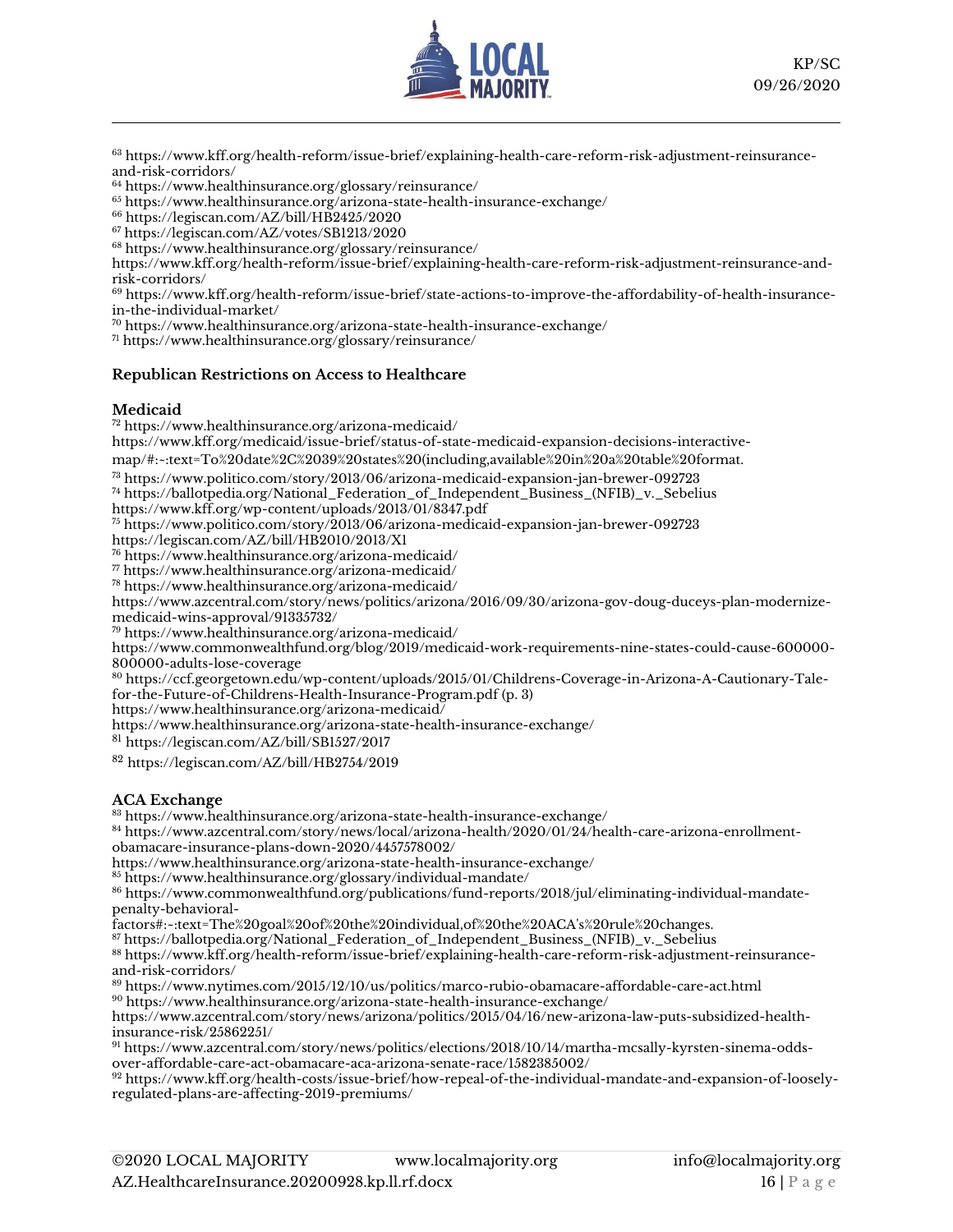[63] https://www.kff.org/health-reform/issue-brief/explaining-health-care-reform-risk-adjustment-reinsurance-and-risk-corridors/
[64] https://www.healthinsurance.org/glossary/reinsurance/
[65] https://www.healthinsurance.org/arizona-state-health-insurance-exchange/
[66] https://legiscan.com/AZ/bill/HB2425/2020
[67] https://legiscan.com/AZ/votes/SB1213/2020
[68] https://www.healthinsurance.org/glossary/reinsurance/
https://www.kff.org/health-reform/issue-brief/explaining-health-care-reform-risk-adjustment-reinsurance-and-risk-corridors/
[69] https://www.kff.org/health-reform/issue-brief/state-actions-to-improve-the-affordability-of-health-insurance-in-the-individual-market/
[70] https://www.healthinsurance.org/arizona-state-health-insurance-exchange/
[71] https://www.healthinsurance.org/glossary/reinsurance/

**Republican Restrictions on Access to Healthcare**

**Medicaid**

[72] https://www.healthinsurance.org/arizona-medicaid/
https://www.kff.org/medicaid/issue-brief/status-of-state-medicaid-expansion-decisions-interactive-map/#:~:text=To%20date%2C%2039%20states%20(including,available%20in%20a%20table%20format.
[73] https://www.politico.com/story/2013/06/arizona-medicaid-expansion-jan-brewer-092723
[74] https://ballotpedia.org/National_Federation_of_Independent_Business_(NFIB)_v._Sebelius
https://www.kff.org/wp-content/uploads/2013/01/8347.pdf
[75] https://www.politico.com/story/2013/06/arizona-medicaid-expansion-jan-brewer-092723
https://legiscan.com/AZ/bill/HB2010/2013/X1
[76] https://www.healthinsurance.org/arizona-medicaid/
[77] https://www.healthinsurance.org/arizona-medicaid/
[78] https://www.healthinsurance.org/arizona-medicaid/
https://www.azcentral.com/story/news/politics/arizona/2016/09/30/arizona-gov-doug-duceys-plan-modernize-medicaid-wins-approval/91335732/
[79] https://www.healthinsurance.org/arizona-medicaid/
https://www.commonwealthfund.org/blog/2019/medicaid-work-requirements-nine-states-could-cause-600000-800000-adults-lose-coverage
[80] https://ccf.georgetown.edu/wp-content/uploads/2015/01/Childrens-Coverage-in-Arizona-A-Cautionary-Tale-for-the-Future-of-Childrens-Health-Insurance-Program.pdf (p. 3)
https://www.healthinsurance.org/arizona-medicaid/
https://www.healthinsurance.org/arizona-state-health-insurance-exchange/
[81] https://legiscan.com/AZ/bill/SB1527/2017
[82] https://legiscan.com/AZ/bill/HB2754/2019

**ACA Exchange**

[83] https://www.healthinsurance.org/arizona-state-health-insurance-exchange/
[84] https://www.azcentral.com/story/news/local/arizona-health/2020/01/24/health-care-arizona-enrollment-obamacare-insurance-plans-down-2020/4457578002/
https://www.healthinsurance.org/arizona-state-health-insurance-exchange/
[85] https://www.healthinsurance.org/glossary/individual-mandate/
[86] https://www.commonwealthfund.org/publications/fund-reports/2018/jul/eliminating-individual-mandate-penalty-behavioral-factors#:~:text=The%20goal%20of%20the%20individual,of%20the%20ACA's%20rule%20changes.
[87] https://ballotpedia.org/National_Federation_of_Independent_Business_(NFIB)_v._Sebelius
[88] https://www.kff.org/health-reform/issue-brief/explaining-health-care-reform-risk-adjustment-reinsurance-and-risk-corridors/
[89] https://www.nytimes.com/2015/12/10/us/politics/marco-rubio-obamacare-affordable-care-act.html
[90] https://www.healthinsurance.org/arizona-state-health-insurance-exchange/
https://www.azcentral.com/story/news/arizona/politics/2015/04/16/new-arizona-law-puts-subsidized-health-insurance-risk/25862251/
[91] https://www.azcentral.com/story/news/politics/elections/2018/10/14/martha-mcsally-kyrsten-sinema-odds-over-affordable-care-act-obamacare-aca-arizona-senate-race/1582385002/
[92] https://www.kff.org/health-costs/issue-brief/how-repeal-of-the-individual-mandate-and-expansion-of-loosely-regulated-plans-are-affecting-2019-premiums/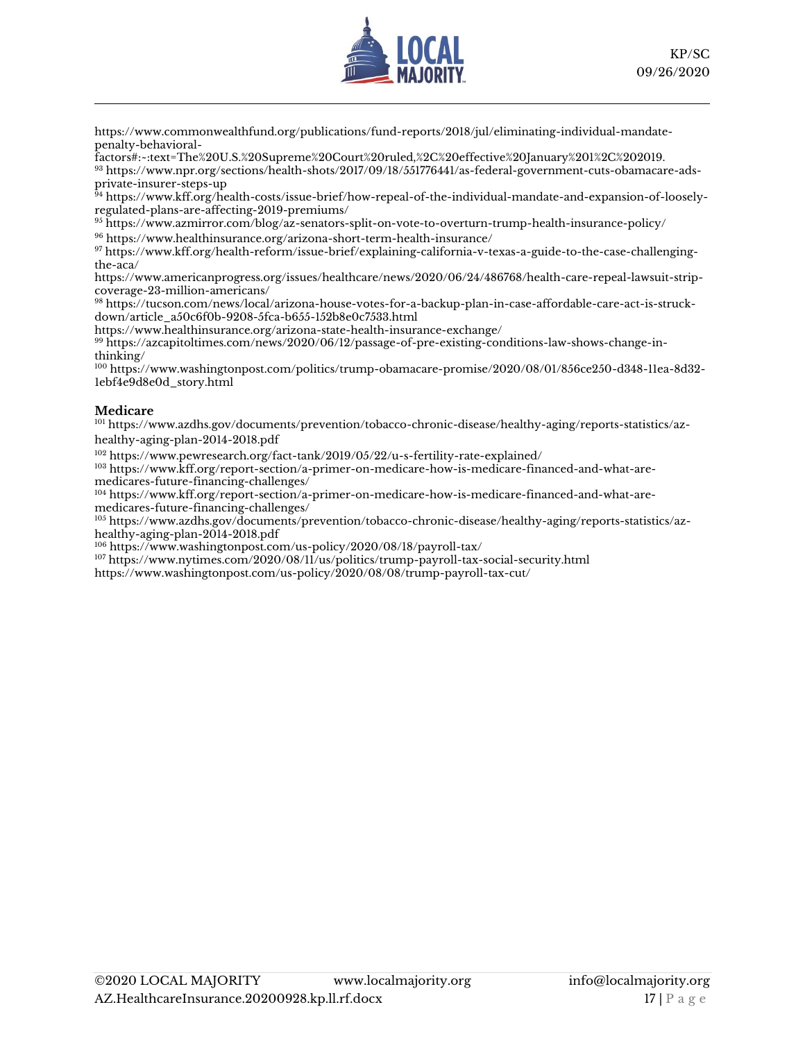https://www.commonwealthfund.org/publications/fund-reports/2018/jul/eliminating-individual-mandate-penalty-behavioral-factors#:~:text=The%20U.S.%20Supreme%20Court%20ruled,%2C%20effective%20January%201%2C%202019.

[93] https://www.npr.org/sections/health-shots/2017/09/18/551776441/as-federal-government-cuts-obamacare-ads-private-insurer-steps-up

[94] https://www.kff.org/health-costs/issue-brief/how-repeal-of-the-individual-mandate-and-expansion-of-loosely-regulated-plans-are-affecting-2019-premiums/

[95] https://www.azmirror.com/blog/az-senators-split-on-vote-to-overturn-trump-health-insurance-policy/

[96] https://www.healthinsurance.org/arizona-short-term-health-insurance/

[97] https://www.kff.org/health-reform/issue-brief/explaining-california-v-texas-a-guide-to-the-case-challenging-the-aca/

https://www.americanprogress.org/issues/healthcare/news/2020/06/24/486768/health-care-repeal-lawsuit-strip-coverage-23-million-americans/

[98] https://tucson.com/news/local/arizona-house-votes-for-a-backup-plan-in-case-affordable-care-act-is-struck-down/article_a50c6f0b-9208-5fca-b655-152b8e0c7533.html

https://www.healthinsurance.org/arizona-state-health-insurance-exchange/

[99] https://azcapitoltimes.com/news/2020/06/12/passage-of-pre-existing-conditions-law-shows-change-in-thinking/

[100] https://www.washingtonpost.com/politics/trump-obamacare-promise/2020/08/01/856ce250-d348-11ea-8d32-1ebf4e9d8e0d_story.html

**Medicare**

[101] https://www.azdhs.gov/documents/prevention/tobacco-chronic-disease/healthy-aging/reports-statistics/az-healthy-aging-plan-2014-2018.pdf

[102] https://www.pewresearch.org/fact-tank/2019/05/22/u-s-fertility-rate-explained/

[103] https://www.kff.org/report-section/a-primer-on-medicare-how-is-medicare-financed-and-what-are-medicares-future-financing-challenges/

[104] https://www.kff.org/report-section/a-primer-on-medicare-how-is-medicare-financed-and-what-are-medicares-future-financing-challenges/

[105] https://www.azdhs.gov/documents/prevention/tobacco-chronic-disease/healthy-aging/reports-statistics/az-healthy-aging-plan-2014-2018.pdf

[106] https://www.washingtonpost.com/us-policy/2020/08/18/payroll-tax/

[107] https://www.nytimes.com/2020/08/11/us/politics/trump-payroll-tax-social-security.html

https://www.washingtonpost.com/us-policy/2020/08/08/trump-payroll-tax-cut/